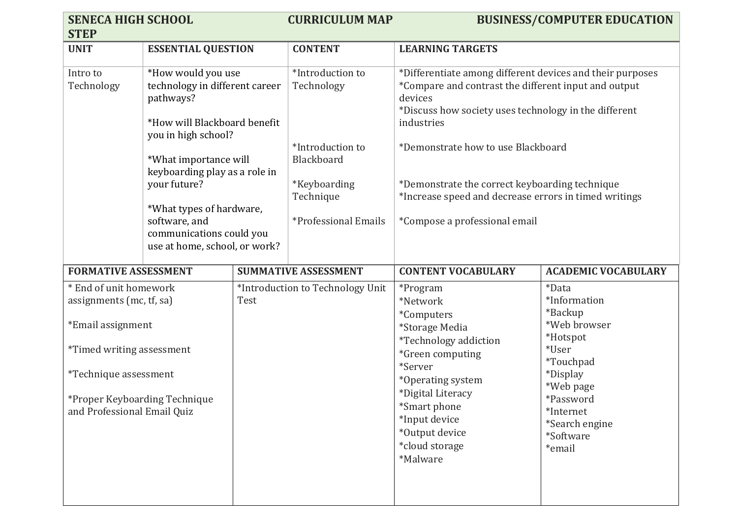**SENECA HIGH SCHOOL STEP** | **CURRICULUM MAP** | **BUSINESS/COMPUTER EDUCATION**

| UNIT | ESSENTIAL QUESTION | CONTENT | LEARNING TARGETS |
|---|---|---|---|
| Intro to Technology | *How would you use technology in different career pathways?<br><br>*How will Blackboard benefit you in high school?<br><br>*What importance will keyboarding play as a role in your future?<br><br>*What types of hardware, software, and communications could you use at home, school, or work? | *Introduction to Technology<br><br>*Introduction to Blackboard<br><br>*Keyboarding Technique<br><br>*Professional Emails | *Differentiate among different devices and their purposes<br>*Compare and contrast the different input and output devices<br>*Discuss how society uses technology in the different industries<br><br>*Demonstrate how to use Blackboard<br><br>*Demonstrate the correct keyboarding technique<br>*Increase speed and decrease errors in timed writings<br><br>*Compose a professional email |

| FORMATIVE ASSESSMENT | SUMMATIVE ASSESSMENT | CONTENT VOCABULARY | ACADEMIC VOCABULARY |
|---|---|---|---|
| * End of unit homework assignments (mc, tf, sa)<br><br>*Email assignment<br><br>*Timed writing assessment<br><br>*Technique assessment<br><br>*Proper Keyboarding Technique and Professional Email Quiz | *Introduction to Technology Unit Test | *Program<br>*Network<br>*Computers<br>*Storage Media<br>*Technology addiction<br>*Green computing<br>*Server<br>*Operating system<br>*Digital Literacy<br>*Smart phone<br>*Input device<br>*Output device<br>*cloud storage<br>*Malware | *Data<br>*Information<br>*Backup<br>*Web browser<br>*Hotspot<br>*User<br>*Touchpad<br>*Display<br>*Web page<br>*Password<br>*Internet<br>*Search engine<br>*Software<br>*email |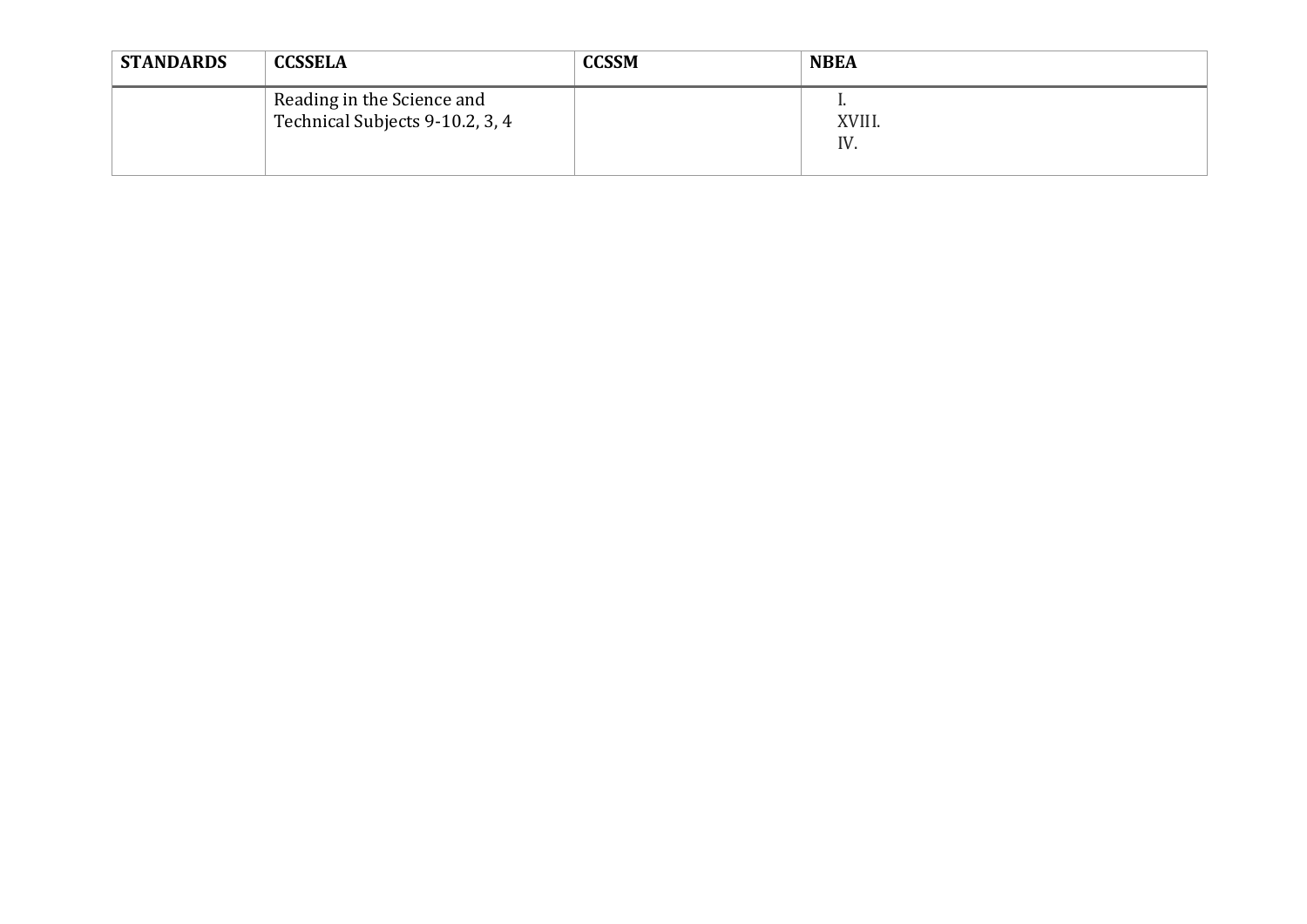| STANDARDS | CCSSELA | CCSSM | NBEA |
|---|---|---|---|
| | Reading in the Science and Technical Subjects 9-10.2, 3, 4 | | I.<br>XVIII.<br>IV. |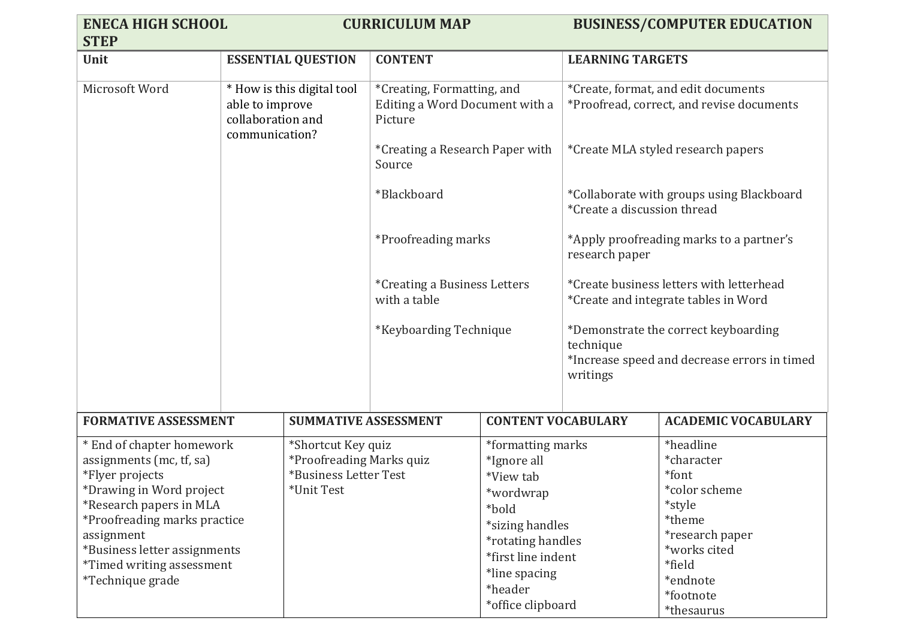| ENECA HIGH SCHOOL STEP | CURRICULUM MAP | BUSINESS/COMPUTER EDUCATION | |
|---|---|---|---|
| **Unit** | **ESSENTIAL QUESTION** | **CONTENT** | **LEARNING TARGETS** |
| Microsoft Word | * How is this digital tool able to improve collaboration and communication? | *Creating, Formatting, and Editing a Word Document with a Picture<br><br>*Creating a Research Paper with Source<br><br>*Blackboard<br><br>*Proofreading marks<br><br>*Creating a Business Letters with a table<br><br>*Keyboarding Technique | *Create, format, and edit documents<br>*Proofread, correct, and revise documents<br><br>*Create MLA styled research papers<br><br>*Collaborate with groups using Blackboard<br>*Create a discussion thread<br><br>*Apply proofreading marks to a partner's research paper<br><br>*Create business letters with letterhead<br>*Create and integrate tables in Word<br><br>*Demonstrate the correct keyboarding technique<br>*Increase speed and decrease errors in timed writings |

| FORMATIVE ASSESSMENT | SUMMATIVE ASSESSMENT | CONTENT VOCABULARY | ACADEMIC VOCABULARY |
|---|---|---|---|
| * End of chapter homework assignments (mc, tf, sa)<br>*Flyer projects<br>*Drawing in Word project<br>*Research papers in MLA<br>*Proofreading marks practice assignment<br>*Business letter assignments<br>*Timed writing assessment<br>*Technique grade | *Shortcut Key quiz<br>*Proofreading Marks quiz<br>*Business Letter Test<br>*Unit Test | *formatting marks<br>*Ignore all<br>*View tab<br>*wordwrap<br>*bold<br>*sizing handles<br>*rotating handles<br>*first line indent<br>*line spacing<br>*header<br>*office clipboard | *headline<br>*character<br>*font<br>*color scheme<br>*style<br>*theme<br>*research paper<br>*works cited<br>*field<br>*endnote<br>*footnote<br>*thesaurus |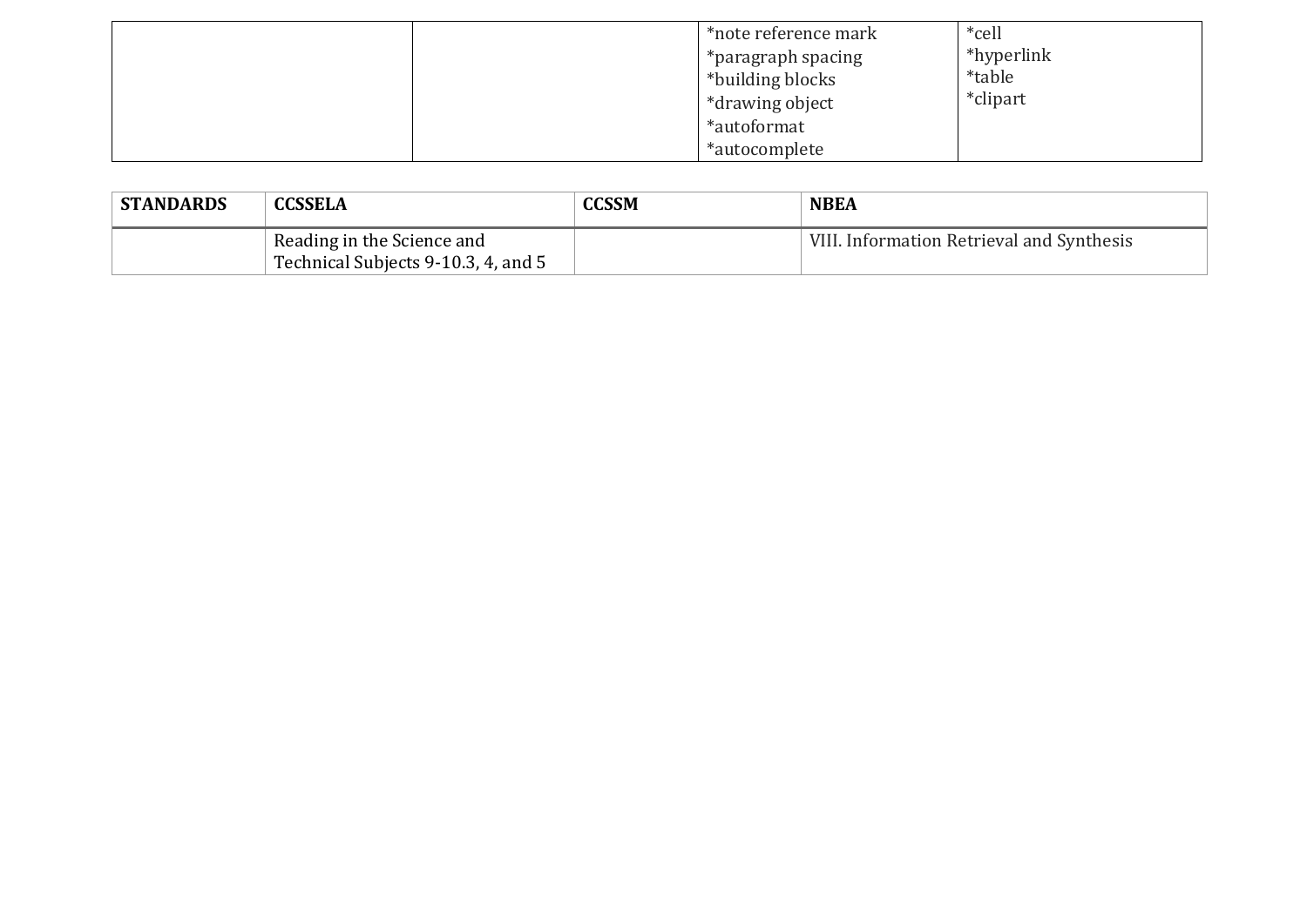| | | | |
|---|---|---|---|
| | | *note reference mark<br>*paragraph spacing<br>*building blocks<br>*drawing object<br>*autoformat<br>*autocomplete | *cell<br>*hyperlink<br>*table<br>*clipart |

| STANDARDS | CCSSELA | CCSSM | NBEA |
|---|---|---|---|
| | Reading in the Science and Technical Subjects 9-10.3, 4, and 5 | | VIII. Information Retrieval and Synthesis |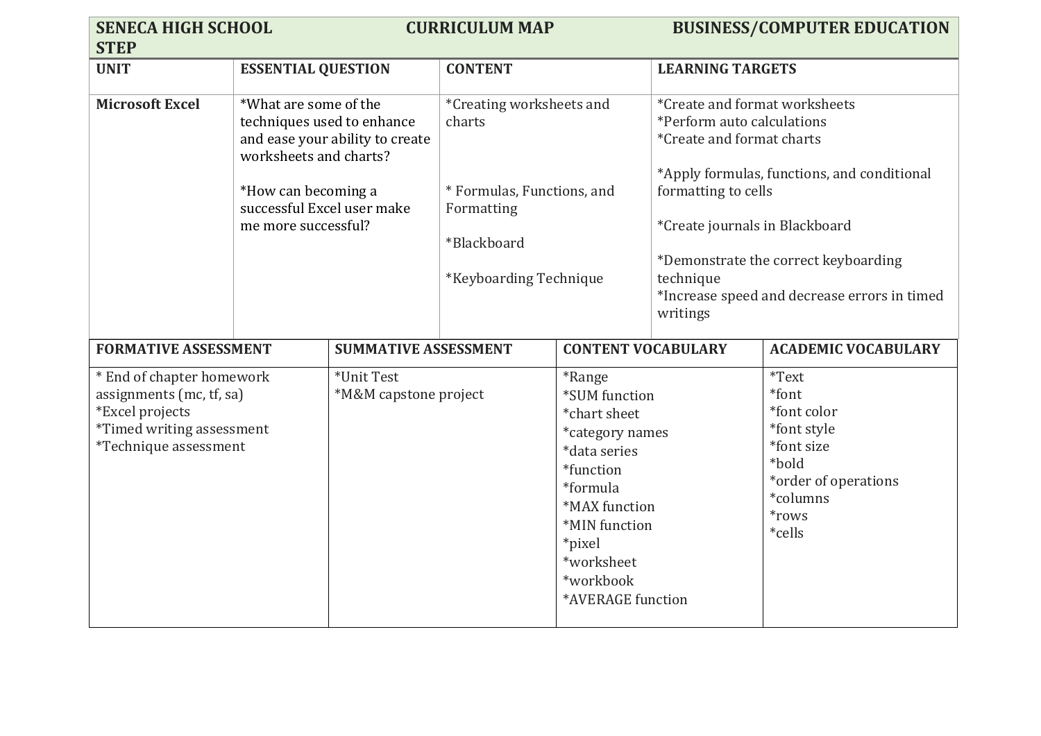| SENECA HIGH SCHOOL STEP | CURRICULUM MAP | BUSINESS/COMPUTER EDUCATION | |
|---|---|---|---|
| **UNIT** | **ESSENTIAL QUESTION** | **CONTENT** | **LEARNING TARGETS** |
| **Microsoft Excel** | *What are some of the techniques used to enhance and ease your ability to create worksheets and charts?<br><br>*How can becoming a successful Excel user make me more successful? | *Creating worksheets and charts<br><br>* Formulas, Functions, and Formatting<br><br>*Blackboard<br><br>*Keyboarding Technique | *Create and format worksheets<br>*Perform auto calculations<br>*Create and format charts<br><br>*Apply formulas, functions, and conditional formatting to cells<br><br>*Create journals in Blackboard<br><br>*Demonstrate the correct keyboarding technique<br>*Increase speed and decrease errors in timed writings |

| FORMATIVE ASSESSMENT | SUMMATIVE ASSESSMENT | CONTENT VOCABULARY | ACADEMIC VOCABULARY |
|---|---|---|---|
| * End of chapter homework assignments (mc, tf, sa)<br>*Excel projects<br>*Timed writing assessment<br>*Technique assessment | *Unit Test<br>*M&M capstone project | *Range<br>*SUM function<br>*chart sheet<br>*category names<br>*data series<br>*function<br>*formula<br>*MAX function<br>*MIN function<br>*pixel<br>*worksheet<br>*workbook<br>*AVERAGE function | *Text<br>*font<br>*font color<br>*font style<br>*font size<br>*bold<br>*order of operations<br>*columns<br>*rows<br>*cells |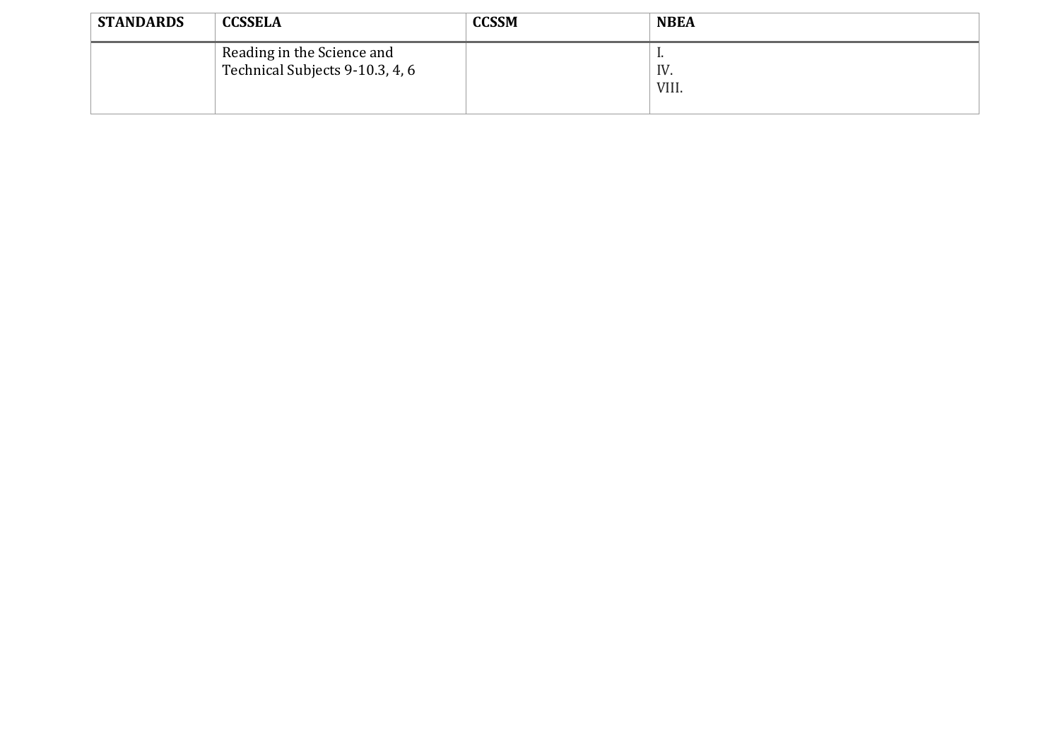| STANDARDS | CCSSELA | CCSSM | NBEA |
|---|---|---|---|
| | Reading in the Science and Technical Subjects 9-10.3, 4, 6 | | I.<br>IV.<br>VIII. |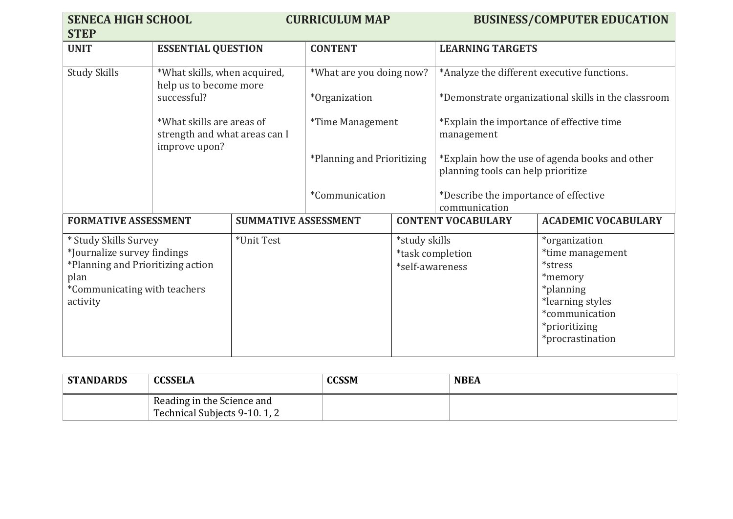| SENECA HIGH SCHOOL STEP | CURRICULUM MAP | | BUSINESS/COMPUTER EDUCATION |
|---|---|---|---|
| **UNIT** | **ESSENTIAL QUESTION** | **CONTENT** | **LEARNING TARGETS** |
| Study Skills | *What skills, when acquired, help us to become more successful?<br><br>*What skills are areas of strength and what areas can I improve upon? | *What are you doing now?<br><br>*Organization<br><br>*Time Management<br><br>*Planning and Prioritizing<br><br>*Communication | *Analyze the different executive functions.<br><br>*Demonstrate organizational skills in the classroom<br><br>*Explain the importance of effective time management<br><br>*Explain how the use of agenda books and other planning tools can help prioritize<br><br>*Describe the importance of effective communication |

| FORMATIVE ASSESSMENT | SUMMATIVE ASSESSMENT | CONTENT VOCABULARY | ACADEMIC VOCABULARY |
|---|---|---|---|
| * Study Skills Survey<br>*Journalize survey findings<br>*Planning and Prioritizing action plan<br>*Communicating with teachers activity | *Unit Test | *study skills<br>*task completion<br>*self-awareness | *organization<br>*time management<br>*stress<br>*memory<br>*planning<br>*learning styles<br>*communication<br>*prioritizing<br>*procrastination |

| STANDARDS | CCSSELA | CCSSM | NBEA |
|---|---|---|---|
| | Reading in the Science and Technical Subjects 9-10. 1, 2 | | |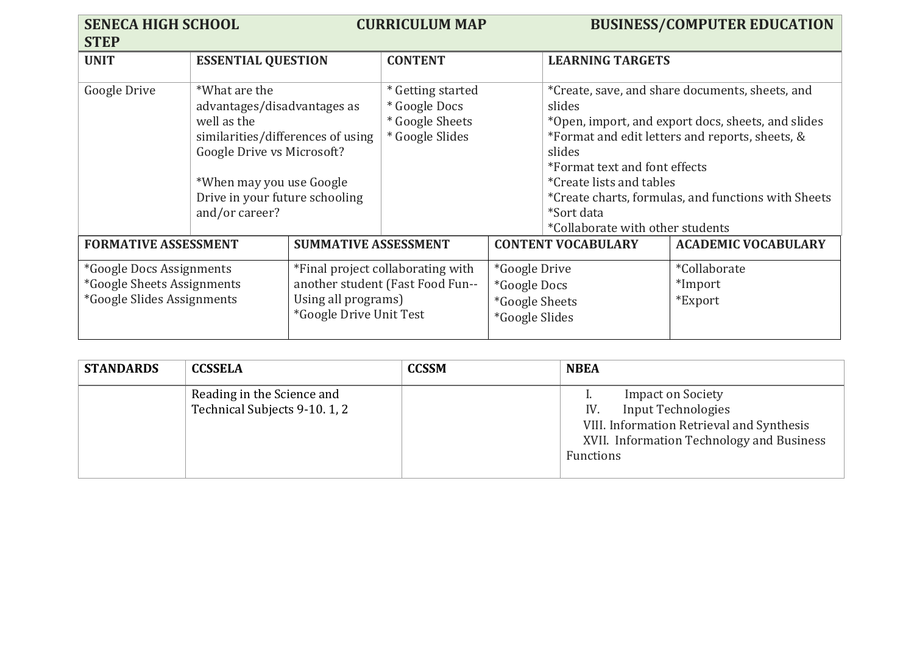**SENECA HIGH SCHOOL CURRICULUM MAP BUSINESS/COMPUTER EDUCATION STEP**

| UNIT | ESSENTIAL QUESTION | CONTENT | LEARNING TARGETS |
|---|---|---|---|
| Google Drive | *What are the advantages/disadvantages as well as the similarities/differences of using Google Drive vs Microsoft?<br><br>*When may you use Google Drive in your future schooling and/or career? | * Getting started<br>* Google Docs<br>* Google Sheets<br>* Google Slides | *Create, save, and share documents, sheets, and slides<br>*Open, import, and export docs, sheets, and slides<br>*Format and edit letters and reports, sheets, & slides<br>*Format text and font effects<br>*Create lists and tables<br>*Create charts, formulas, and functions with Sheets<br>*Sort data<br>*Collaborate with other students |

| FORMATIVE ASSESSMENT | SUMMATIVE ASSESSMENT | CONTENT VOCABULARY | ACADEMIC VOCABULARY |
|---|---|---|---|
| *Google Docs Assignments<br>*Google Sheets Assignments<br>*Google Slides Assignments | *Final project collaborating with another student (Fast Food Fun--Using all programs)<br>*Google Drive Unit Test | *Google Drive<br>*Google Docs<br>*Google Sheets<br>*Google Slides | *Collaborate<br>*Import<br>*Export |

| STANDARDS | CCSSELA | CCSSM | NBEA |
|---|---|---|---|
| | Reading in the Science and Technical Subjects 9-10. 1, 2 | | I. Impact on Society<br>IV. Input Technologies<br>VIII. Information Retrieval and Synthesis<br>XVII. Information Technology and Business Functions |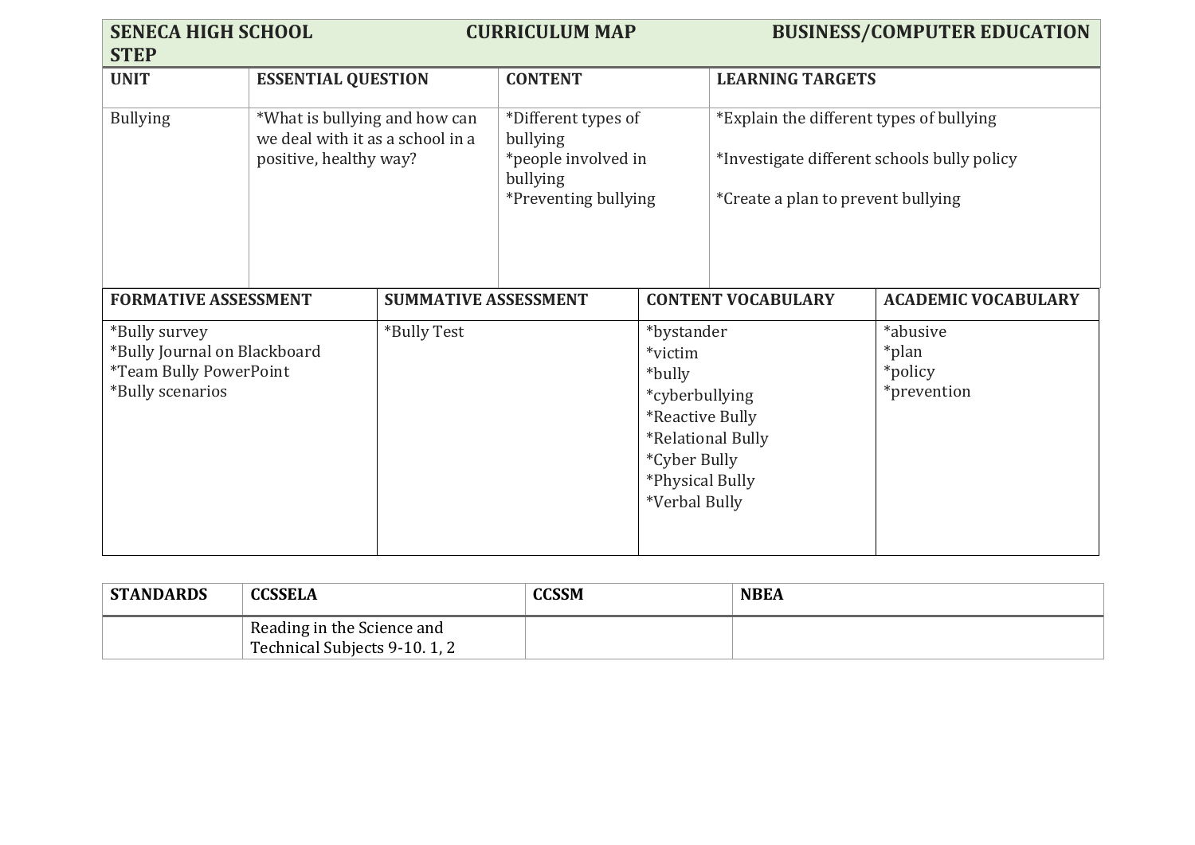**SENECA HIGH SCHOOL CURRICULUM MAP BUSINESS/COMPUTER EDUCATION STEP**

| UNIT | ESSENTIAL QUESTION | CONTENT | LEARNING TARGETS |
|---|---|---|---|
| Bullying | *What is bullying and how can we deal with it as a school in a positive, healthy way? | *Different types of bullying<br>*people involved in bullying<br>*Preventing bullying | *Explain the different types of bullying<br><br>*Investigate different schools bully policy<br><br>*Create a plan to prevent bullying |

| FORMATIVE ASSESSMENT | SUMMATIVE ASSESSMENT | CONTENT VOCABULARY | ACADEMIC VOCABULARY |
|---|---|---|---|
| *Bully survey<br>*Bully Journal on Blackboard<br>*Team Bully PowerPoint<br>*Bully scenarios | *Bully Test | *bystander<br>*victim<br>*bully<br>*cyberbullying<br>*Reactive Bully<br>*Relational Bully<br>*Cyber Bully<br>*Physical Bully<br>*Verbal Bully | *abusive<br>*plan<br>*policy<br>*prevention |

| STANDARDS | CCSSELA | CCSSM | NBEA |
|---|---|---|---|
| | Reading in the Science and Technical Subjects 9-10. 1, 2 | | |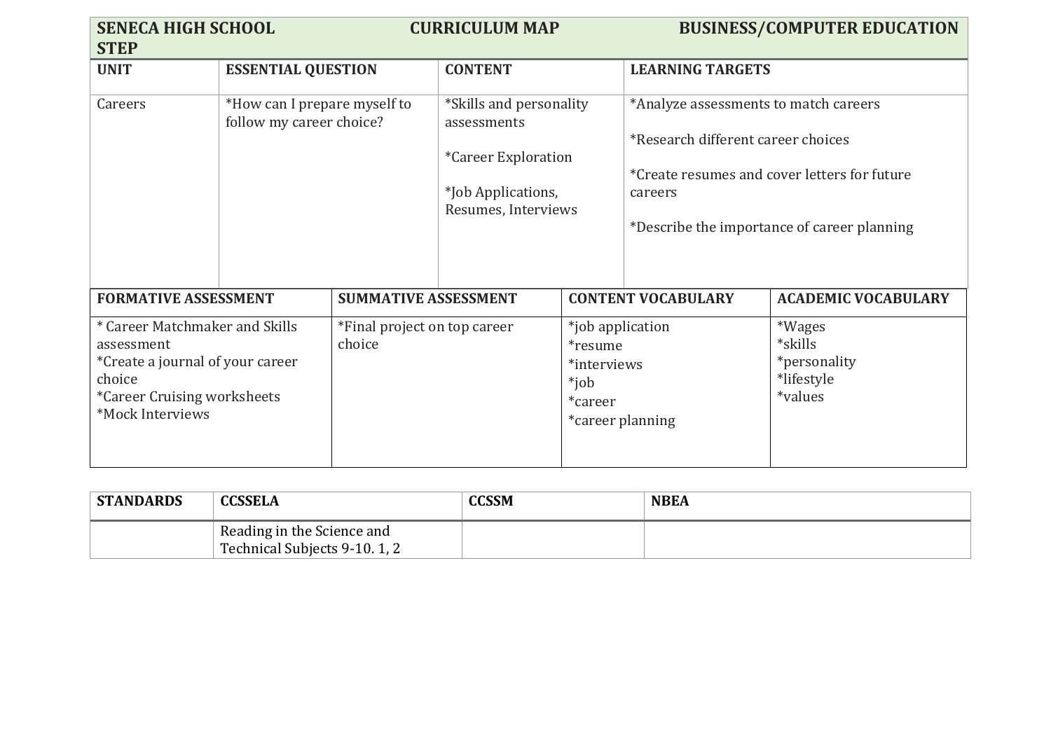**SENECA HIGH SCHOOL CURRICULUM MAP BUSINESS/COMPUTER EDUCATION STEP**

| UNIT | ESSENTIAL QUESTION | CONTENT | LEARNING TARGETS |
|---|---|---|---|
| Careers | *How can I prepare myself to follow my career choice? | *Skills and personality assessments<br><br>*Career Exploration<br><br>*Job Applications, Resumes, Interviews | *Analyze assessments to match careers<br><br>*Research different career choices<br><br>*Create resumes and cover letters for future careers<br><br>*Describe the importance of career planning |

| FORMATIVE ASSESSMENT | SUMMATIVE ASSESSMENT | CONTENT VOCABULARY | ACADEMIC VOCABULARY |
|---|---|---|---|
| * Career Matchmaker and Skills assessment<br>*Create a journal of your career choice<br>*Career Cruising worksheets<br>*Mock Interviews | *Final project on top career choice | *job application<br>*resume<br>*interviews<br>*job<br>*career<br>*career planning | *Wages<br>*skills<br>*personality<br>*lifestyle<br>*values |

| STANDARDS | CCSSELA | CCSSM | NBEA |
|---|---|---|---|
| | Reading in the Science and Technical Subjects 9-10. 1, 2 | | |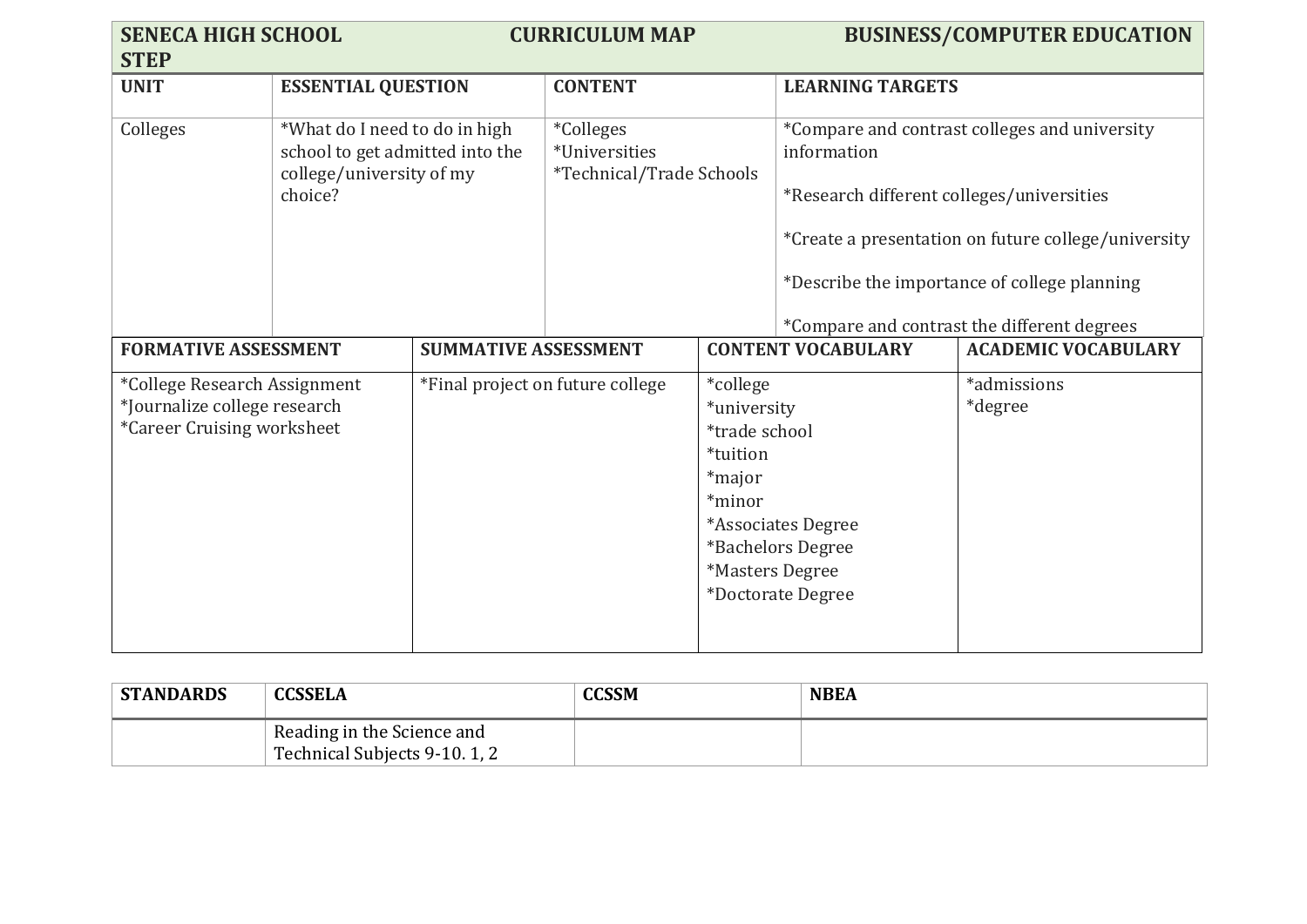| SENECA HIGH SCHOOL STEP | CURRICULUM MAP | BUSINESS/COMPUTER EDUCATION | |
|---|---|---|---|
| **UNIT** | **ESSENTIAL QUESTION** | **CONTENT** | **LEARNING TARGETS** |
| Colleges | *What do I need to do in high school to get admitted into the college/university of my choice? | *Colleges<br>*Universities<br>*Technical/Trade Schools | *Compare and contrast colleges and university information<br><br>*Research different colleges/universities<br><br>*Create a presentation on future college/university<br><br>*Describe the importance of college planning<br><br>*Compare and contrast the different degrees |

| FORMATIVE ASSESSMENT | SUMMATIVE ASSESSMENT | CONTENT VOCABULARY | ACADEMIC VOCABULARY |
|---|---|---|---|
| *College Research Assignment<br>*Journalize college research<br>*Career Cruising worksheet | *Final project on future college | *college<br>*university<br>*trade school<br>*tuition<br>*major<br>*minor<br>*Associates Degree<br>*Bachelors Degree<br>*Masters Degree<br>*Doctorate Degree | *admissions<br>*degree |

| STANDARDS | CCSSELA | CCSSM | NBEA |
|---|---|---|---|
| | Reading in the Science and Technical Subjects 9-10. 1, 2 | | |